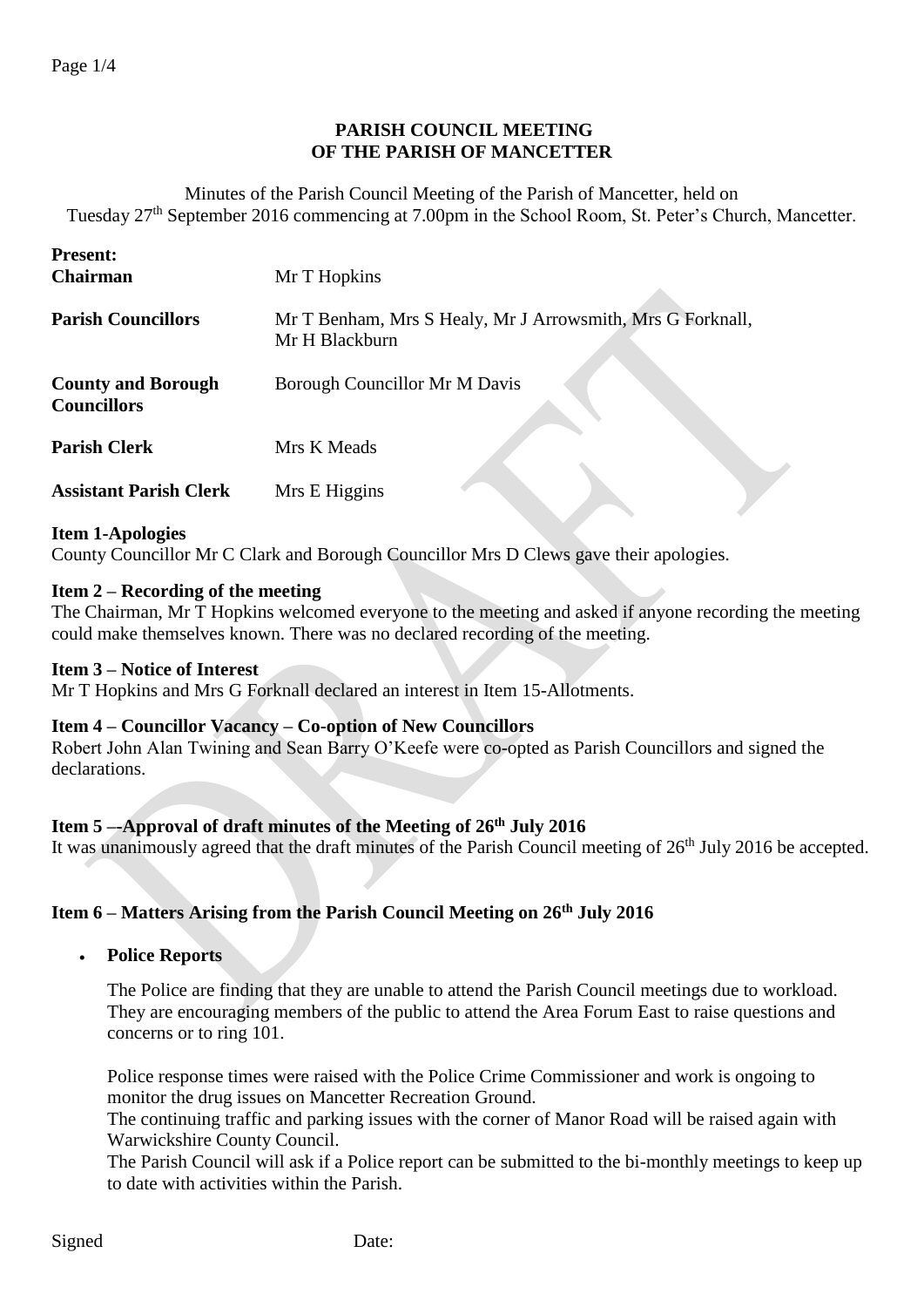# PARISH COUNCIL MEETING
# OF THE PARISH OF MANCETTER

Minutes of the Parish Council Meeting of the Parish of Mancetter, held on Tuesday 27th September 2016 commencing at 7.00pm in the School Room, St. Peter's Church, Mancetter.

| **Present:** | |
|---|---|
| **Chairman** | Mr T Hopkins |
| **Parish Councillors** | Mr T Benham, Mrs S Healy, Mr J Arrowsmith, Mrs G Forknall, Mr H Blackburn |
| **County and Borough Councillors** | Borough Councillor Mr M Davis |
| **Parish Clerk** | Mrs K Meads |
| **Assistant Parish Clerk** | Mrs E Higgins |

**Item 1-Apologies**

County Councillor Mr C Clark and Borough Councillor Mrs D Clews gave their apologies.

**Item 2 – Recording of the meeting**

The Chairman, Mr T Hopkins welcomed everyone to the meeting and asked if anyone recording the meeting could make themselves known. There was no declared recording of the meeting.

**Item 3 – Notice of Interest**

Mr T Hopkins and Mrs G Forknall declared an interest in Item 15-Allotments.

**Item 4 – Councillor Vacancy – Co-option of New Councillors**

Robert John Alan Twining and Sean Barry O'Keefe were co-opted as Parish Councillors and signed the declarations.

**Item 5 –-Approval of draft minutes of the Meeting of 26th July 2016**

It was unanimously agreed that the draft minutes of the Parish Council meeting of 26th July 2016 be accepted.

**Item 6 – Matters Arising from the Parish Council Meeting on 26th July 2016**

- **Police Reports**

  The Police are finding that they are unable to attend the Parish Council meetings due to workload. They are encouraging members of the public to attend the Area Forum East to raise questions and concerns or to ring 101.

  Police response times were raised with the Police Crime Commissioner and work is ongoing to monitor the drug issues on Mancetter Recreation Ground.
  The continuing traffic and parking issues with the corner of Manor Road will be raised again with Warwickshire County Council.
  The Parish Council will ask if a Police report can be submitted to the bi-monthly meetings to keep up to date with activities within the Parish.

Signed                                        Date: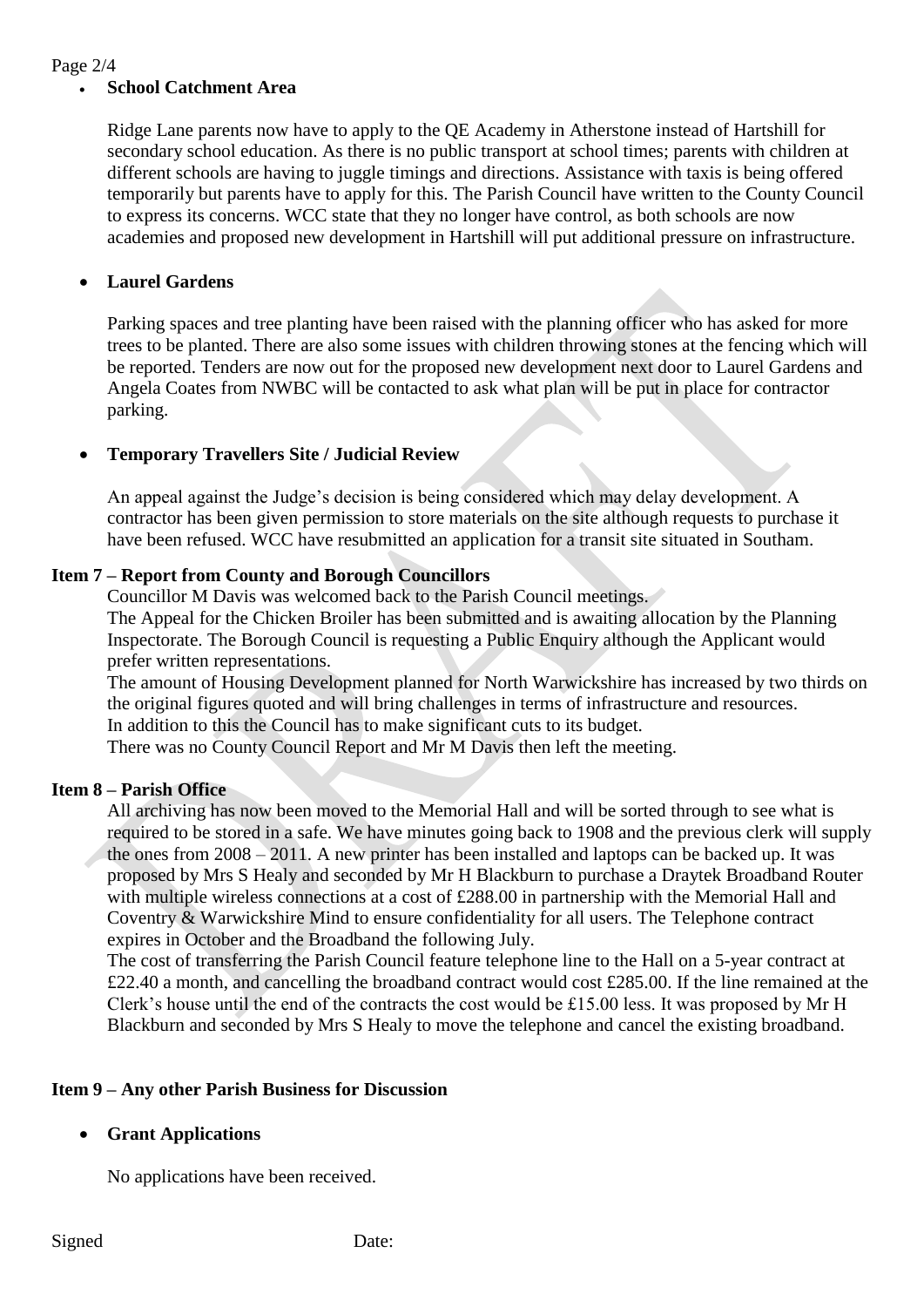- **School Catchment Area**

  Ridge Lane parents now have to apply to the QE Academy in Atherstone instead of Hartshill for secondary school education. As there is no public transport at school times; parents with children at different schools are having to juggle timings and directions. Assistance with taxis is being offered temporarily but parents have to apply for this. The Parish Council have written to the County Council to express its concerns. WCC state that they no longer have control, as both schools are now academies and proposed new development in Hartshill will put additional pressure on infrastructure.

- **Laurel Gardens**

  Parking spaces and tree planting have been raised with the planning officer who has asked for more trees to be planted. There are also some issues with children throwing stones at the fencing which will be reported. Tenders are now out for the proposed new development next door to Laurel Gardens and Angela Coates from NWBC will be contacted to ask what plan will be put in place for contractor parking.

- **Temporary Travellers Site / Judicial Review**

  An appeal against the Judge's decision is being considered which may delay development. A contractor has been given permission to store materials on the site although requests to purchase it have been refused. WCC have resubmitted an application for a transit site situated in Southam.

**Item 7 – Report from County and Borough Councillors**

Councillor M Davis was welcomed back to the Parish Council meetings.
The Appeal for the Chicken Broiler has been submitted and is awaiting allocation by the Planning Inspectorate. The Borough Council is requesting a Public Enquiry although the Applicant would prefer written representations.
The amount of Housing Development planned for North Warwickshire has increased by two thirds on the original figures quoted and will bring challenges in terms of infrastructure and resources.
In addition to this the Council has to make significant cuts to its budget.
There was no County Council Report and Mr M Davis then left the meeting.

**Item 8 – Parish Office**

All archiving has now been moved to the Memorial Hall and will be sorted through to see what is required to be stored in a safe. We have minutes going back to 1908 and the previous clerk will supply the ones from 2008 – 2011. A new printer has been installed and laptops can be backed up. It was proposed by Mrs S Healy and seconded by Mr H Blackburn to purchase a Draytek Broadband Router with multiple wireless connections at a cost of £288.00 in partnership with the Memorial Hall and Coventry & Warwickshire Mind to ensure confidentiality for all users. The Telephone contract expires in October and the Broadband the following July.
The cost of transferring the Parish Council feature telephone line to the Hall on a 5-year contract at £22.40 a month, and cancelling the broadband contract would cost £285.00. If the line remained at the Clerk's house until the end of the contracts the cost would be £15.00 less. It was proposed by Mr H Blackburn and seconded by Mrs S Healy to move the telephone and cancel the existing broadband.

**Item 9 – Any other Parish Business for Discussion**

- **Grant Applications**

  No applications have been received.

Signed Date: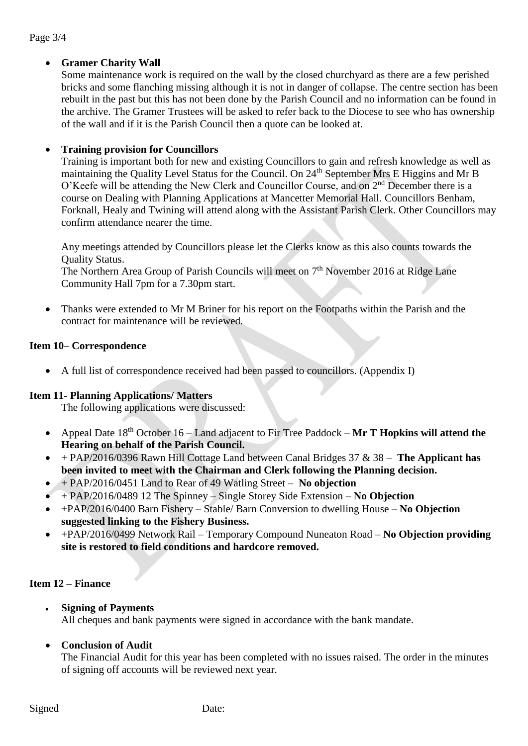- **Gramer Charity Wall**
  Some maintenance work is required on the wall by the closed churchyard as there are a few perished bricks and some flanching missing although it is not in danger of collapse. The centre section has been rebuilt in the past but this has not been done by the Parish Council and no information can be found in the archive. The Gramer Trustees will be asked to refer back to the Diocese to see who has ownership of the wall and if it is the Parish Council then a quote can be looked at.

- **Training provision for Councillors**
  Training is important both for new and existing Councillors to gain and refresh knowledge as well as maintaining the Quality Level Status for the Council. On 24th September Mrs E Higgins and Mr B O'Keefe will be attending the New Clerk and Councillor Course, and on 2nd December there is a course on Dealing with Planning Applications at Mancetter Memorial Hall. Councillors Benham, Forknall, Healy and Twining will attend along with the Assistant Parish Clerk. Other Councillors may confirm attendance nearer the time.

  Any meetings attended by Councillors please let the Clerks know as this also counts towards the Quality Status.
  The Northern Area Group of Parish Councils will meet on 7th November 2016 at Ridge Lane Community Hall 7pm for a 7.30pm start.

- Thanks were extended to Mr M Briner for his report on the Footpaths within the Parish and the contract for maintenance will be reviewed.

**Item 10– Correspondence**

- A full list of correspondence received had been passed to councillors. (Appendix I)

**Item 11- Planning Applications/ Matters**

The following applications were discussed:

- Appeal Date 18th October 16 – Land adjacent to Fir Tree Paddock – **Mr T Hopkins will attend the Hearing on behalf of the Parish Council.**
- + PAP/2016/0396 Rawn Hill Cottage Land between Canal Bridges 37 & 38 – **The Applicant has been invited to meet with the Chairman and Clerk following the Planning decision.**
- + PAP/2016/0451 Land to Rear of 49 Watling Street – **No objection**
- + PAP/2016/0489 12 The Spinney – Single Storey Side Extension – **No Objection**
- +PAP/2016/0400 Barn Fishery – Stable/ Barn Conversion to dwelling House – **No Objection suggested linking to the Fishery Business.**
- +PAP/2016/0499 Network Rail – Temporary Compound Nuneaton Road – **No Objection providing site is restored to field conditions and hardcore removed.**

**Item 12 – Finance**

- **Signing of Payments**
  All cheques and bank payments were signed in accordance with the bank mandate.

- **Conclusion of Audit**
  The Financial Audit for this year has been completed with no issues raised. The order in the minutes of signing off accounts will be reviewed next year.

Signed Date: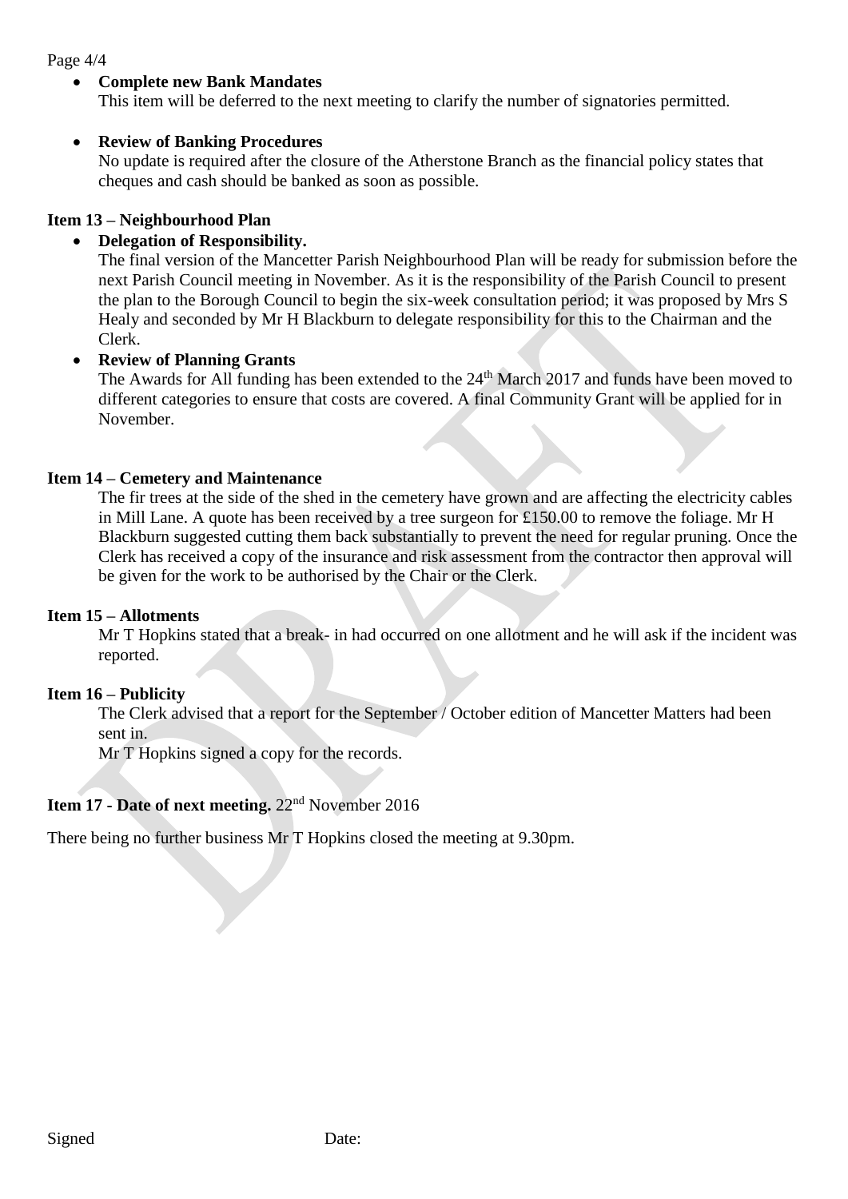- **Complete new Bank Mandates**

  This item will be deferred to the next meeting to clarify the number of signatories permitted.

- **Review of Banking Procedures**

  No update is required after the closure of the Atherstone Branch as the financial policy states that cheques and cash should be banked as soon as possible.

**Item 13 – Neighbourhood Plan**

- **Delegation of Responsibility.**

  The final version of the Mancetter Parish Neighbourhood Plan will be ready for submission before the next Parish Council meeting in November. As it is the responsibility of the Parish Council to present the plan to the Borough Council to begin the six-week consultation period; it was proposed by Mrs S Healy and seconded by Mr H Blackburn to delegate responsibility for this to the Chairman and the Clerk.

- **Review of Planning Grants**

  The Awards for All funding has been extended to the 24th March 2017 and funds have been moved to different categories to ensure that costs are covered. A final Community Grant will be applied for in November.

**Item 14 – Cemetery and Maintenance**

The fir trees at the side of the shed in the cemetery have grown and are affecting the electricity cables in Mill Lane. A quote has been received by a tree surgeon for £150.00 to remove the foliage. Mr H Blackburn suggested cutting them back substantially to prevent the need for regular pruning. Once the Clerk has received a copy of the insurance and risk assessment from the contractor then approval will be given for the work to be authorised by the Chair or the Clerk.

**Item 15 – Allotments**

Mr T Hopkins stated that a break- in had occurred on one allotment and he will ask if the incident was reported.

**Item 16 – Publicity**

The Clerk advised that a report for the September / October edition of Mancetter Matters had been sent in.

Mr T Hopkins signed a copy for the records.

**Item 17 - Date of next meeting.** 22nd November 2016

There being no further business Mr T Hopkins closed the meeting at 9.30pm.

Signed Date: